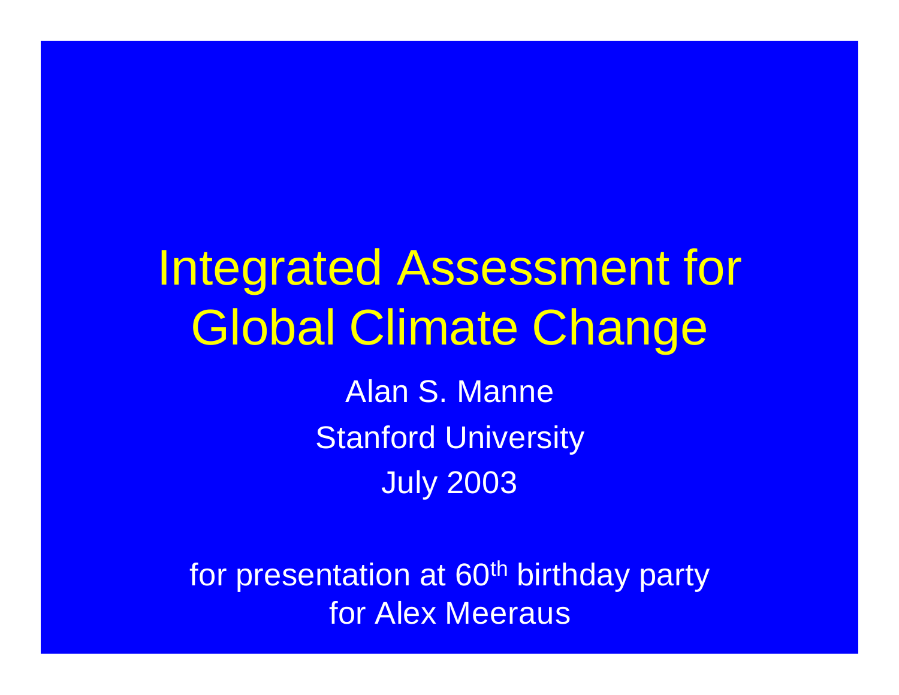# Integrated Assessment for Global Climate Change

Alan S. Manne

Stanford University

July 2003

for presentation at 60th birthday party for Alex Meeraus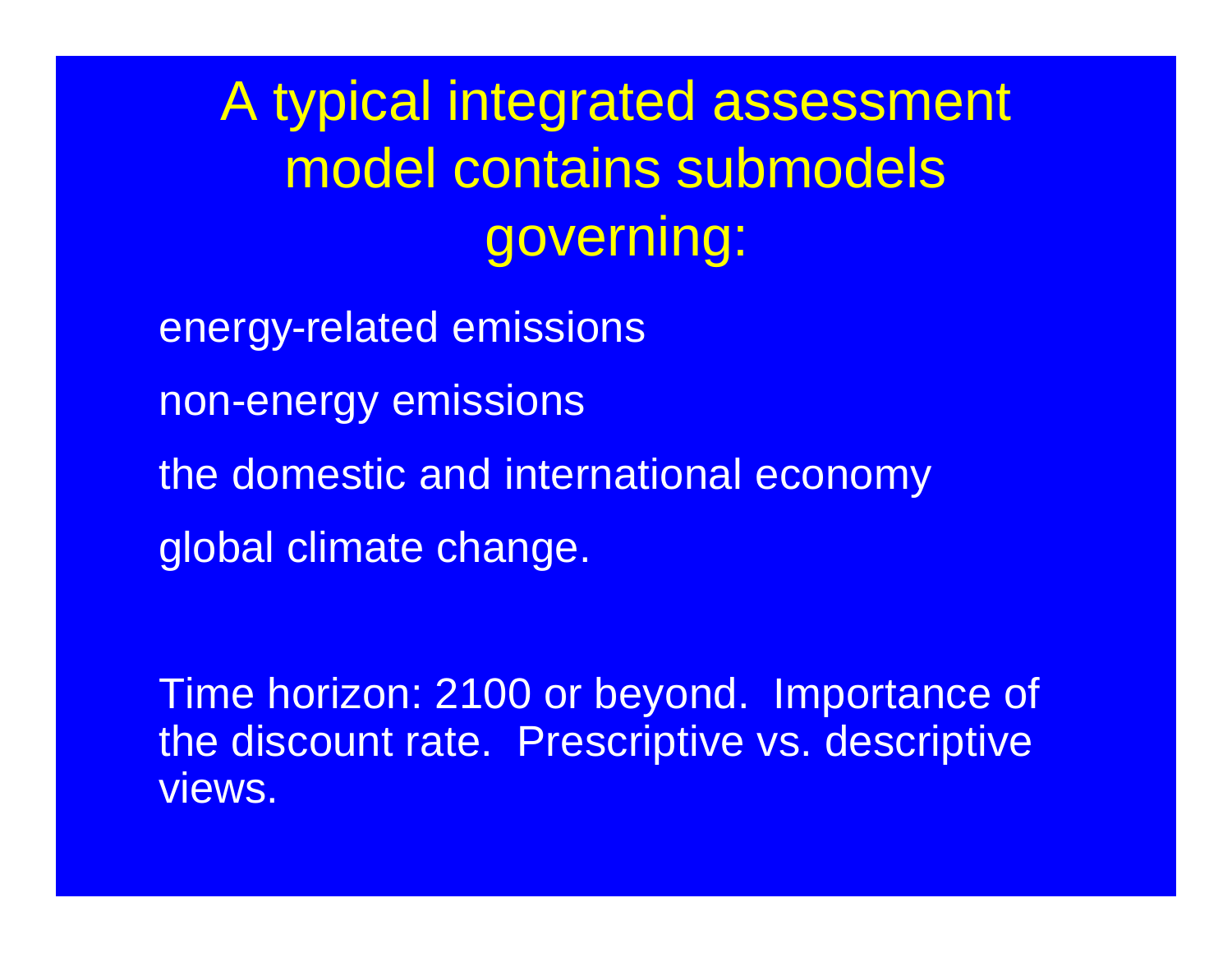# A typical integrated assessment model contains submodels governing:

energy-related emissions

non-energy emissions

the domestic and international economy

global climate change.

Time horizon: 2100 or beyond. Importance of the discount rate. Prescriptive vs. descriptive views.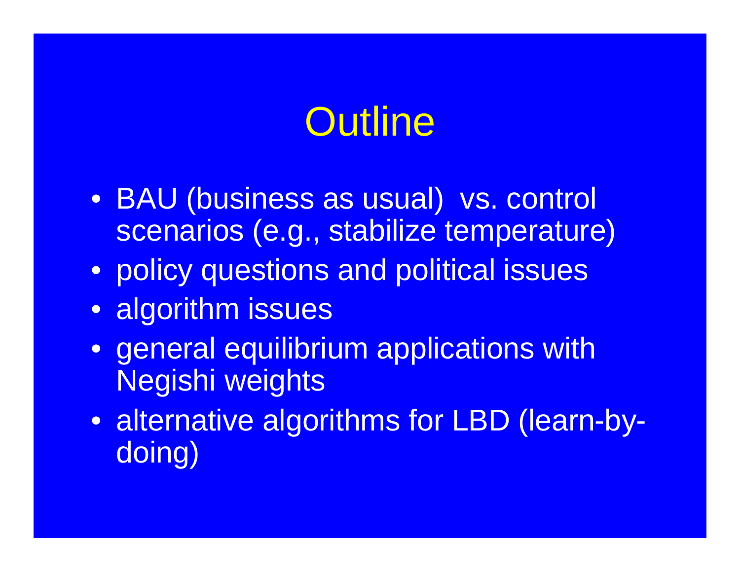# Outline

- BAU (business as usual) vs. control scenarios (e.g., stabilize temperature)
- policy questions and political issues
- algorithm issues
- general equilibrium applications with Negishi weights
- alternative algorithms for LBD (learn-by-doing)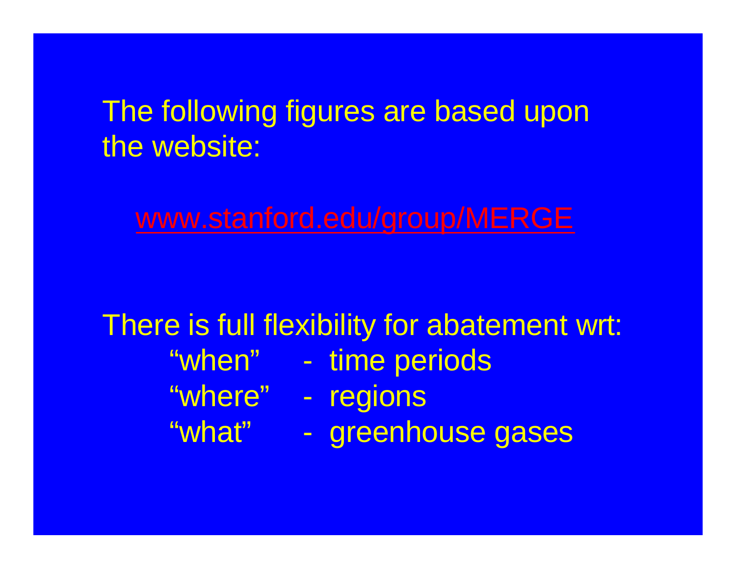The following figures are based upon the website:

[www.stanford.edu/group/MERGE](www.stanford.edu/group/MERGE)

There is full flexibility for abatement wrt:

- "when" - time periods
- "where" - regions
- "what" - greenhouse gases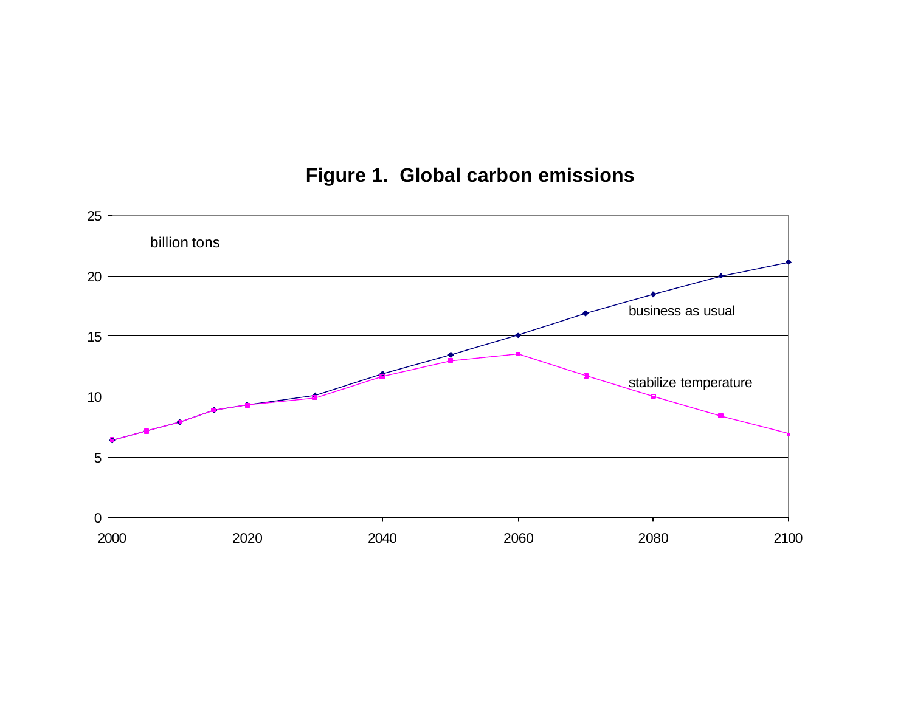**Figure 1. Global carbon emissions**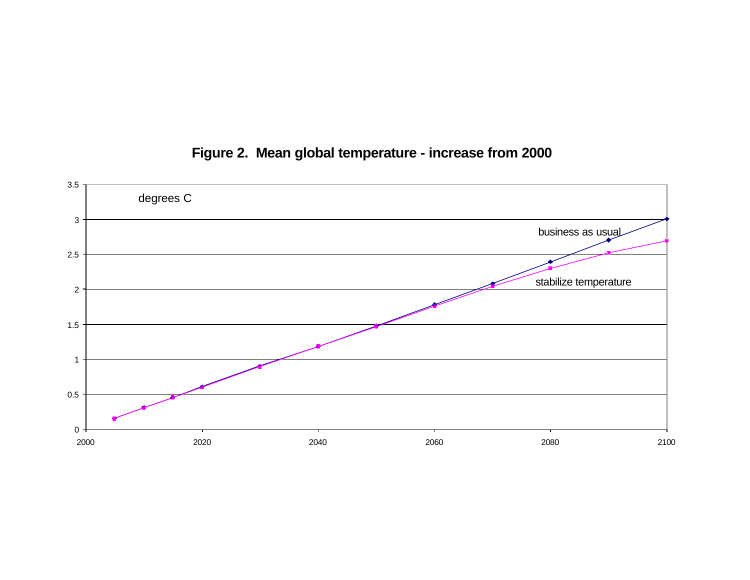**Figure 2. Mean global temperature - increase from 2000**

degrees C

business as usual

stabilize temperature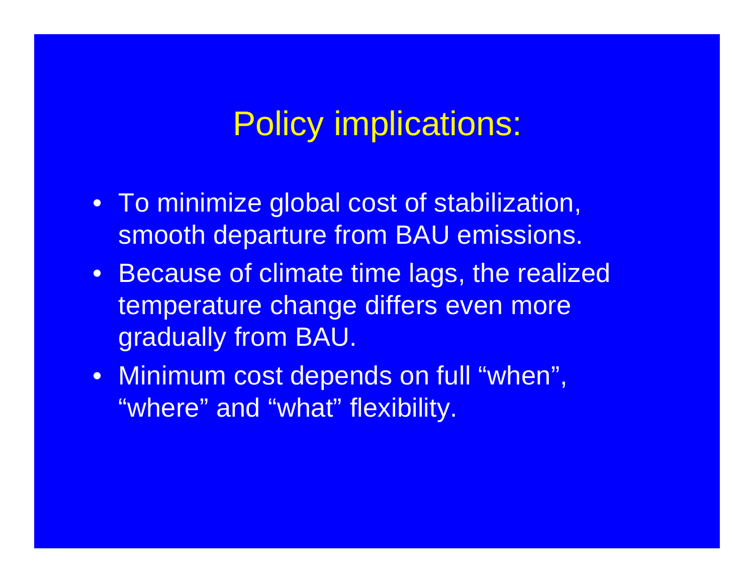# Policy implications:

- To minimize global cost of stabilization, smooth departure from BAU emissions.
- Because of climate time lags, the realized temperature change differs even more gradually from BAU.
- Minimum cost depends on full “when”, “where” and “what” flexibility.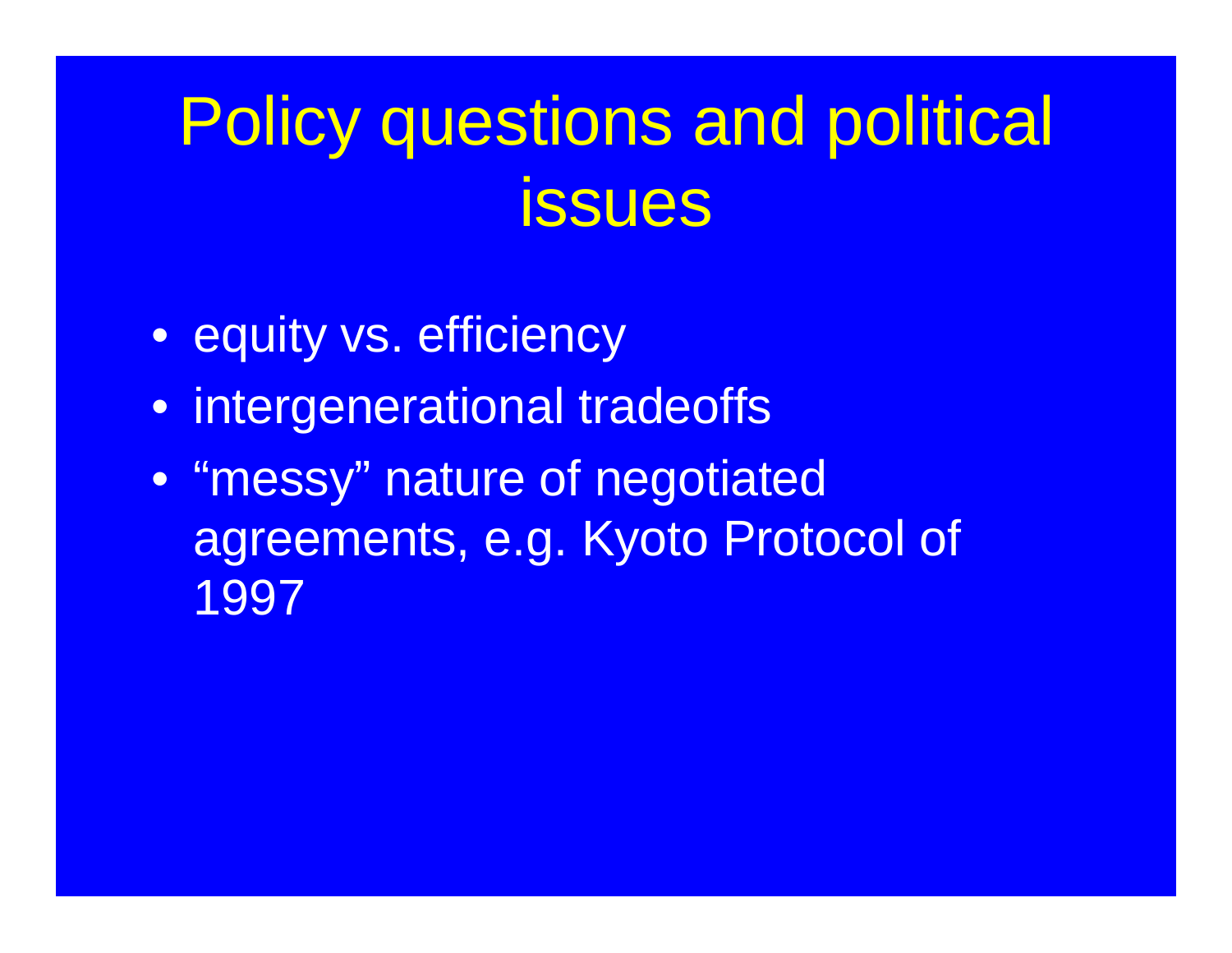# Policy questions and political issues

- equity vs. efficiency
- intergenerational tradeoffs
- "messy" nature of negotiated agreements, e.g. Kyoto Protocol of 1997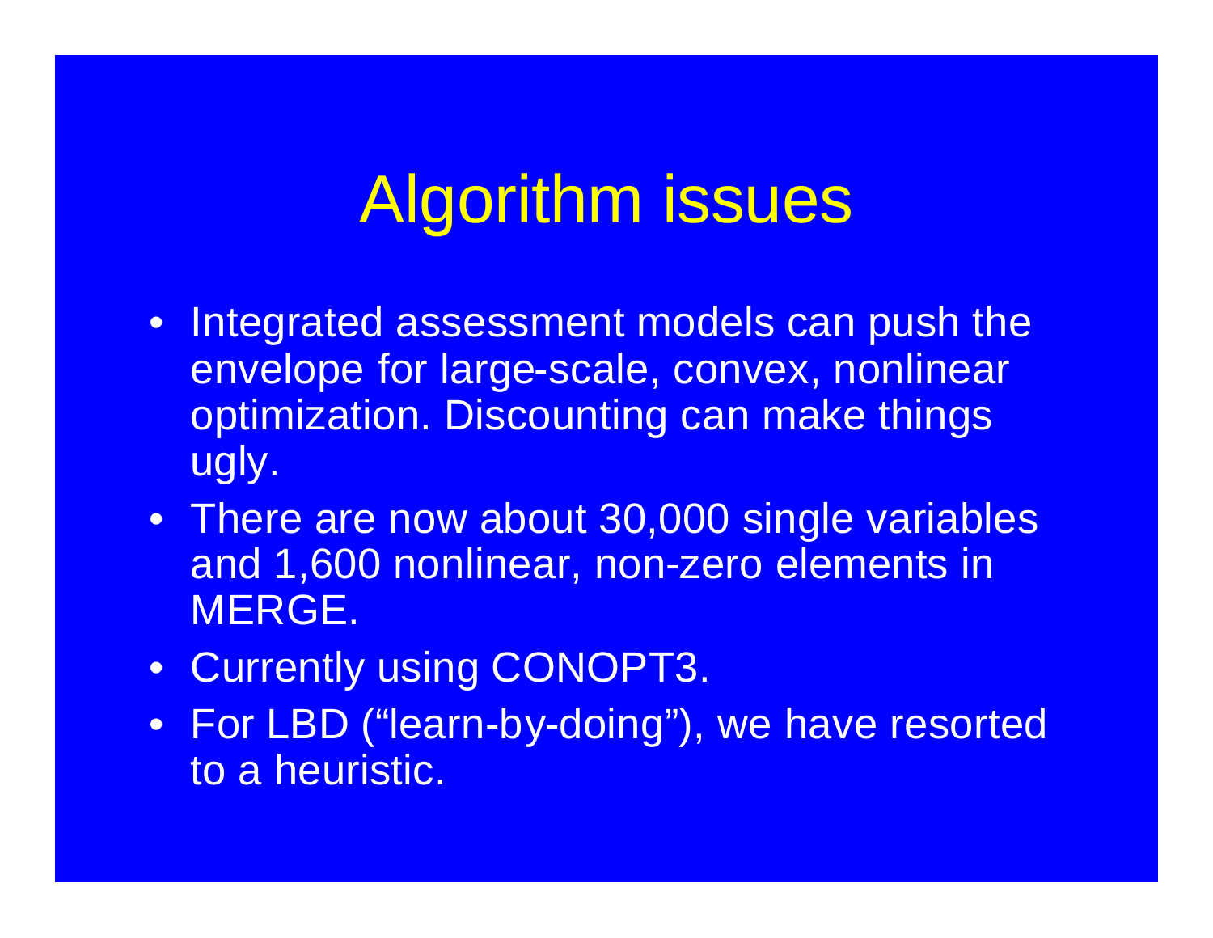# Algorithm issues

- Integrated assessment models can push the envelope for large-scale, convex, nonlinear optimization. Discounting can make things ugly.
- There are now about 30,000 single variables and 1,600 nonlinear, non-zero elements in MERGE.
- Currently using CONOPT3.
- For LBD (“learn-by-doing”), we have resorted to a heuristic.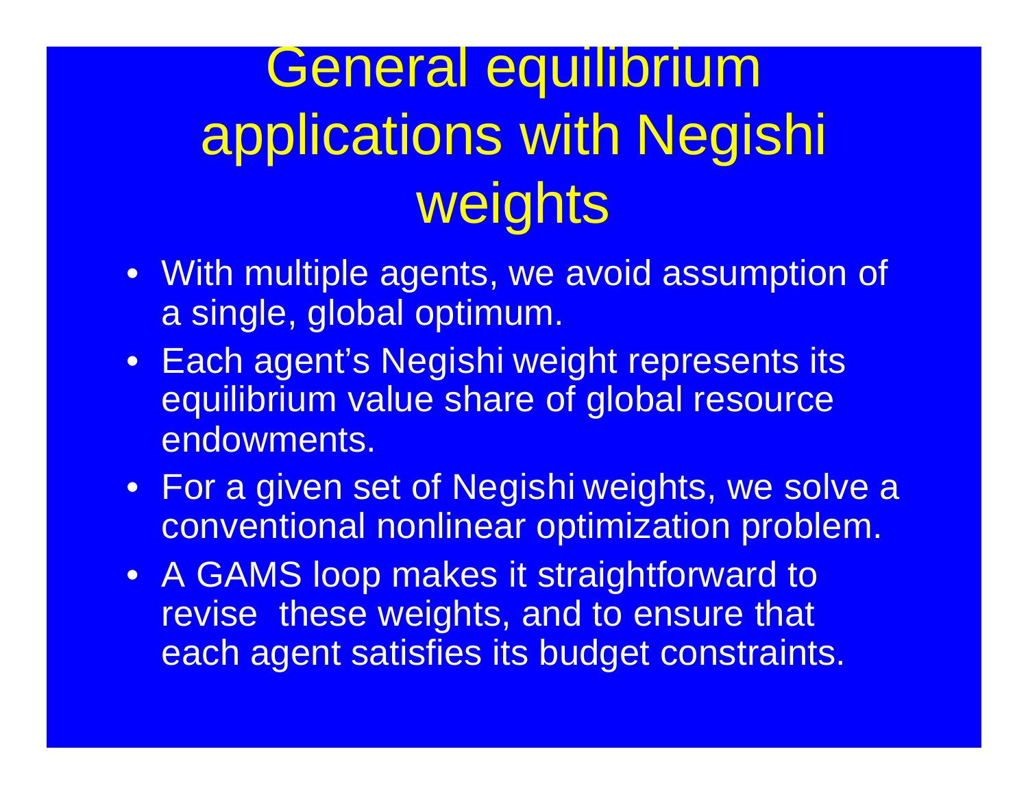# General equilibrium applications with Negishi weights

- With multiple agents, we avoid assumption of a single, global optimum.
- Each agent's Negishi weight represents its equilibrium value share of global resource endowments.
- For a given set of Negishi weights, we solve a conventional nonlinear optimization problem.
- A GAMS loop makes it straightforward to revise these weights, and to ensure that each agent satisfies its budget constraints.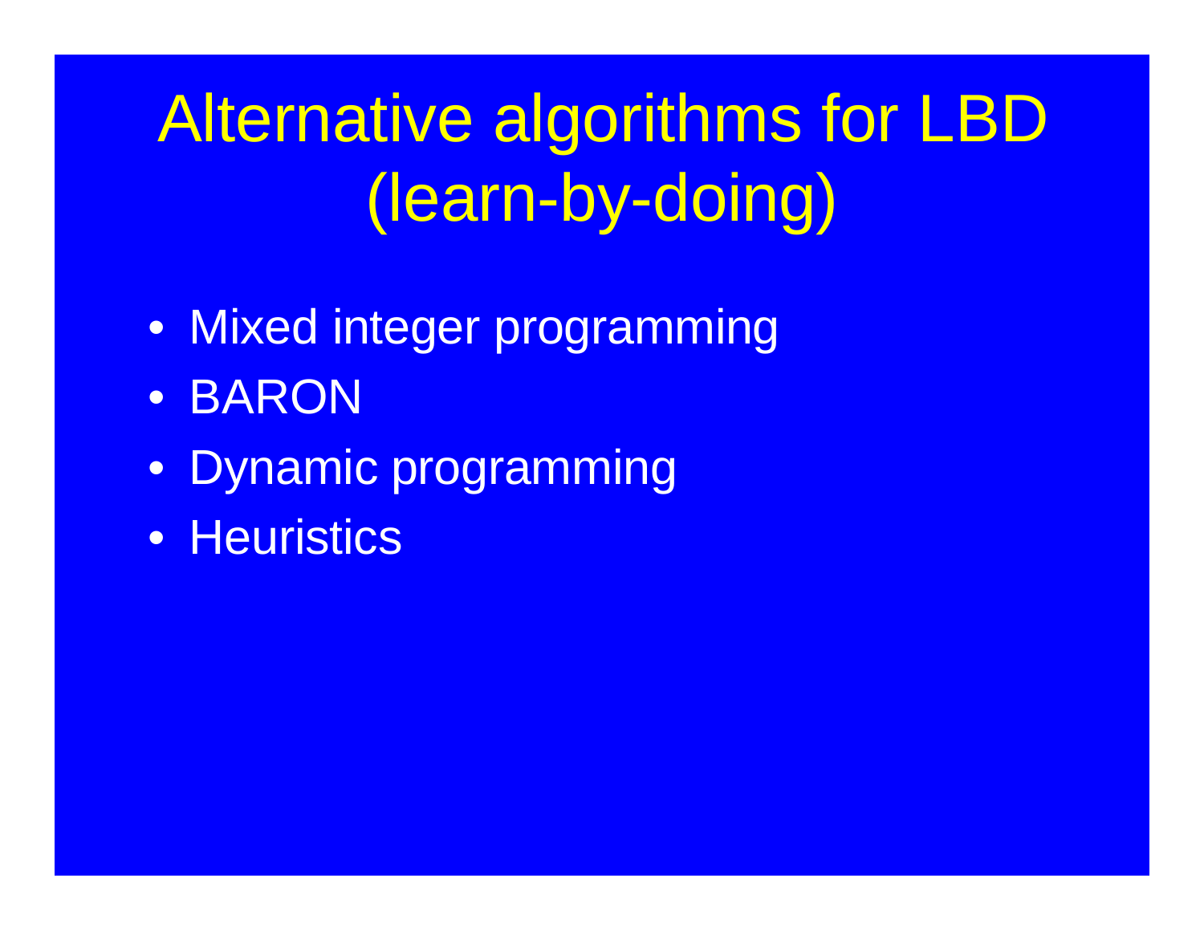# Alternative algorithms for LBD (learn-by-doing)

- Mixed integer programming
- BARON
- Dynamic programming
- Heuristics